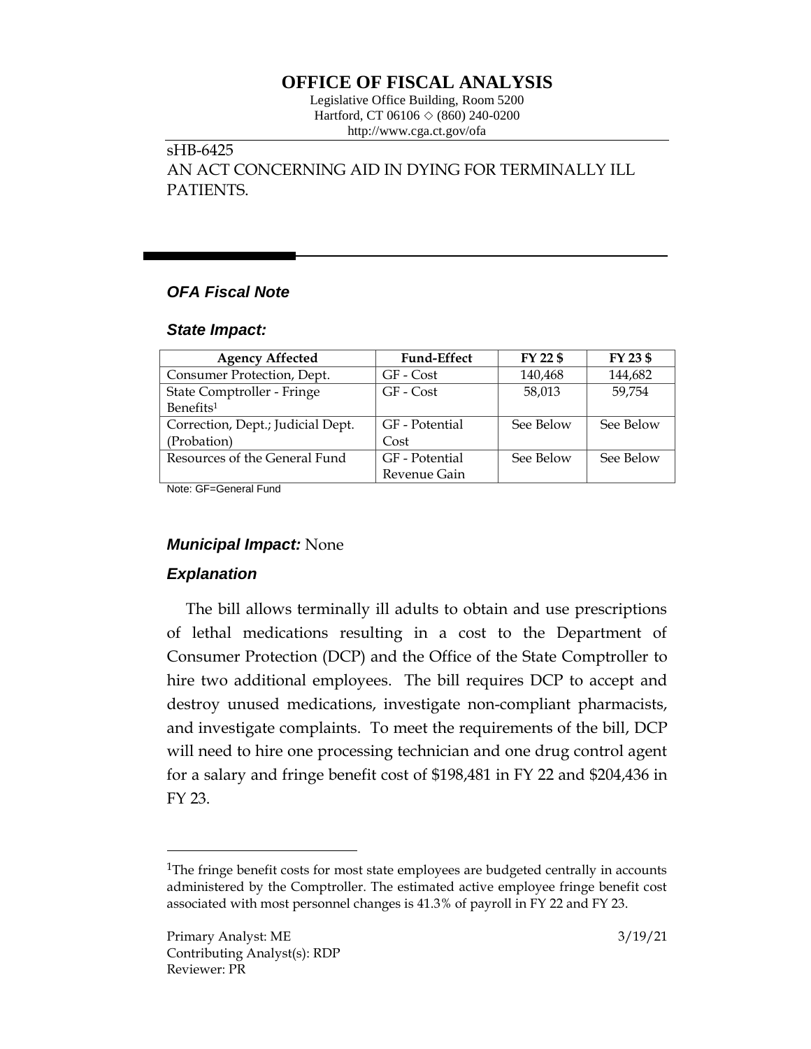# OFFICE OF FISCAL ANALYSIS

Legislative Office Building, Room 5200
Hartford, CT 06106 ◇ (860) 240-0200
http://www.cga.ct.gov/ofa

sHB-6425
AN ACT CONCERNING AID IN DYING FOR TERMINALLY ILL PATIENTS.

### *OFA Fiscal Note*

### *State Impact:*

| Agency Affected | Fund-Effect | FY 22 $ | FY 23 $ |
|---|---|---|---|
| Consumer Protection, Dept. | GF - Cost | 140,468 | 144,682 |
| State Comptroller - Fringe Benefits[1] | GF - Cost | 58,013 | 59,754 |
| Correction, Dept.; Judicial Dept. (Probation) | GF - Potential Cost | See Below | See Below |
| Resources of the General Fund | GF - Potential Revenue Gain | See Below | See Below |

Note: GF=General Fund

### *Municipal Impact:* None

### *Explanation*

The bill allows terminally ill adults to obtain and use prescriptions of lethal medications resulting in a cost to the Department of Consumer Protection (DCP) and the Office of the State Comptroller to hire two additional employees. The bill requires DCP to accept and destroy unused medications, investigate non-compliant pharmacists, and investigate complaints. To meet the requirements of the bill, DCP will need to hire one processing technician and one drug control agent for a salary and fringe benefit cost of $198,481 in FY 22 and $204,436 in FY 23.

[1]The fringe benefit costs for most state employees are budgeted centrally in accounts administered by the Comptroller. The estimated active employee fringe benefit cost associated with most personnel changes is 41.3% of payroll in FY 22 and FY 23.

Primary Analyst: ME
Contributing Analyst(s): RDP
Reviewer: PR

3/19/21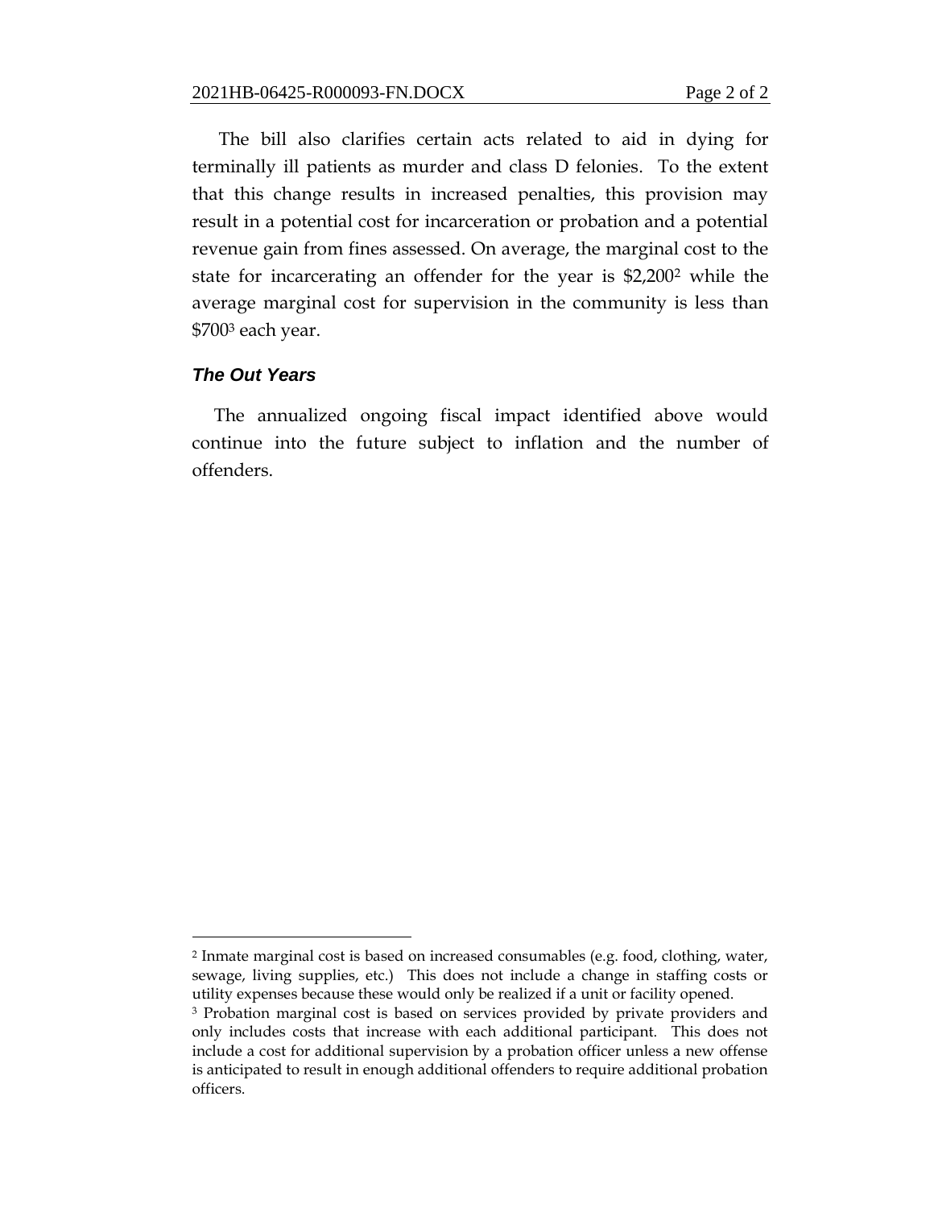The bill also clarifies certain acts related to aid in dying for terminally ill patients as murder and class D felonies. To the extent that this change results in increased penalties, this provision may result in a potential cost for incarceration or probation and a potential revenue gain from fines assessed. On average, the marginal cost to the state for incarcerating an offender for the year is $2,200[2] while the average marginal cost for supervision in the community is less than $700[3] each year.

***The Out Years***

The annualized ongoing fiscal impact identified above would continue into the future subject to inflation and the number of offenders.

---

[2] Inmate marginal cost is based on increased consumables (e.g. food, clothing, water, sewage, living supplies, etc.) This does not include a change in staffing costs or utility expenses because these would only be realized if a unit or facility opened.

[3] Probation marginal cost is based on services provided by private providers and only includes costs that increase with each additional participant. This does not include a cost for additional supervision by a probation officer unless a new offense is anticipated to result in enough additional offenders to require additional probation officers.